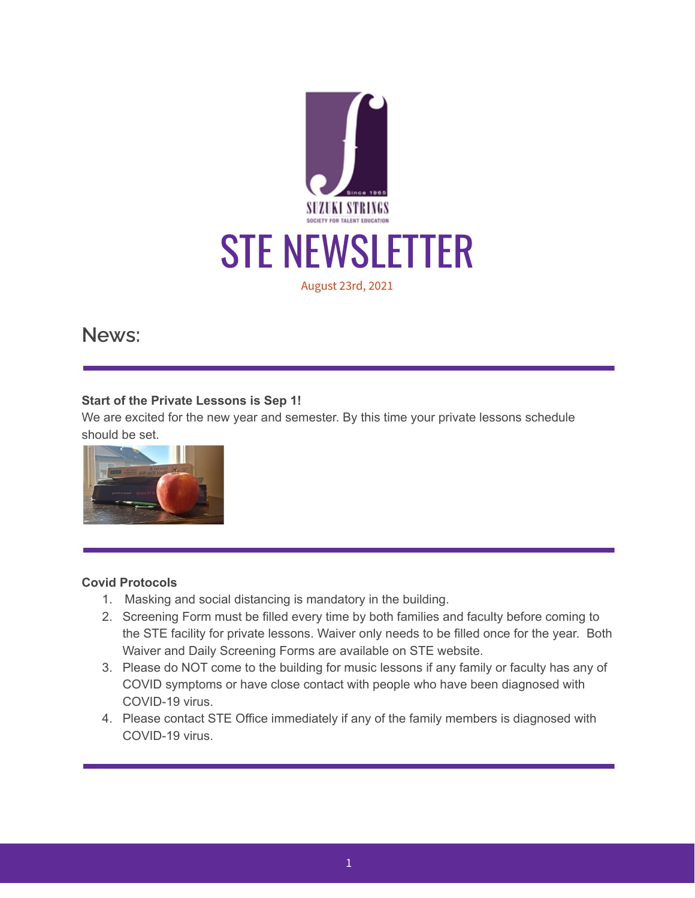SUZUKI STRINGS

SOCIETY FOR TALENT EDUCATION

# STE NEWSLETTER

August 23rd, 2021

## News:

**Start of the Private Lessons is Sep 1!**

We are excited for the new year and semester. By this time your private lessons schedule should be set.

**Covid Protocols**

1. Masking and social distancing is mandatory in the building.
2. Screening Form must be filled every time by both families and faculty before coming to the STE facility for private lessons. Waiver only needs to be filled once for the year. Both Waiver and Daily Screening Forms are available on STE website.
3. Please do NOT come to the building for music lessons if any family or faculty has any of COVID symptoms or have close contact with people who have been diagnosed with COVID-19 virus.
4. Please contact STE Office immediately if any of the family members is diagnosed with COVID-19 virus.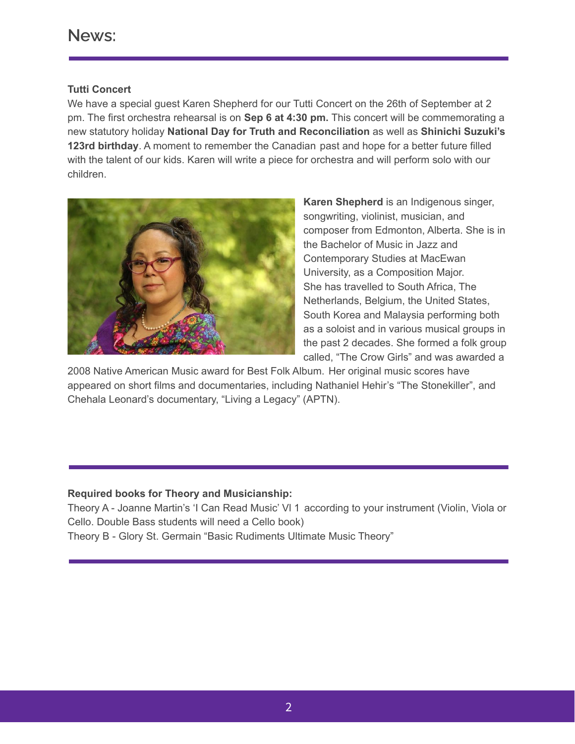# News:

**Tutti Concert**

We have a special guest Karen Shepherd for our Tutti Concert on the 26th of September at 2 pm. The first orchestra rehearsal is on **Sep 6 at 4:30 pm.** This concert will be commemorating a new statutory holiday **National Day for Truth and Reconciliation** as well as **Shinichi Suzuki's 123rd birthday**. A moment to remember the Canadian past and hope for a better future filled with the talent of our kids. Karen will write a piece for orchestra and will perform solo with our children.

**Karen Shepherd** is an Indigenous singer, songwriting, violinist, musician, and composer from Edmonton, Alberta. She is in the Bachelor of Music in Jazz and Contemporary Studies at MacEwan University, as a Composition Major. She has travelled to South Africa, The Netherlands, Belgium, the United States, South Korea and Malaysia performing both as a soloist and in various musical groups in the past 2 decades. She formed a folk group called, "The Crow Girls" and was awarded a 2008 Native American Music award for Best Folk Album. Her original music scores have appeared on short films and documentaries, including Nathaniel Hehir's "The Stonekiller", and Chehala Leonard's documentary, "Living a Legacy" (APTN).

---

**Required books for Theory and Musicianship:**

Theory A - Joanne Martin's 'I Can Read Music' Vl 1 according to your instrument (Violin, Viola or Cello. Double Bass students will need a Cello book)

Theory B - Glory St. Germain "Basic Rudiments Ultimate Music Theory"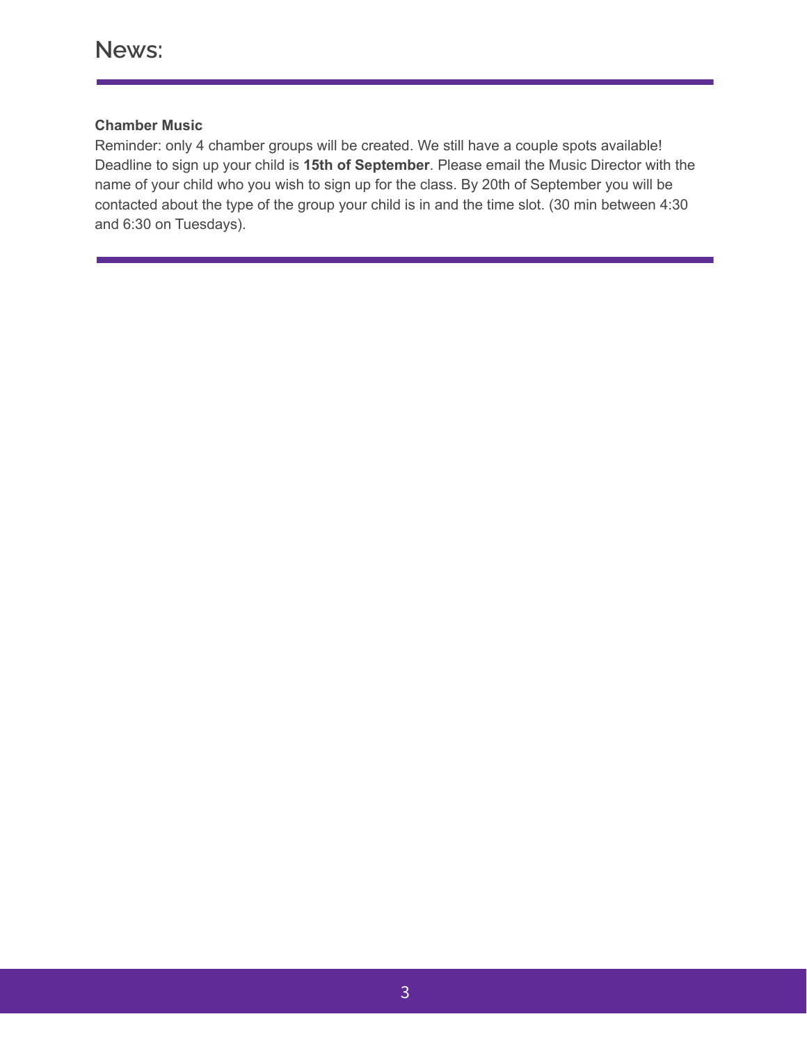# News:

**Chamber Music**

Reminder: only 4 chamber groups will be created. We still have a couple spots available! Deadline to sign up your child is **15th of September**. Please email the Music Director with the name of your child who you wish to sign up for the class. By 20th of September you will be contacted about the type of the group your child is in and the time slot. (30 min between 4:30 and 6:30 on Tuesdays).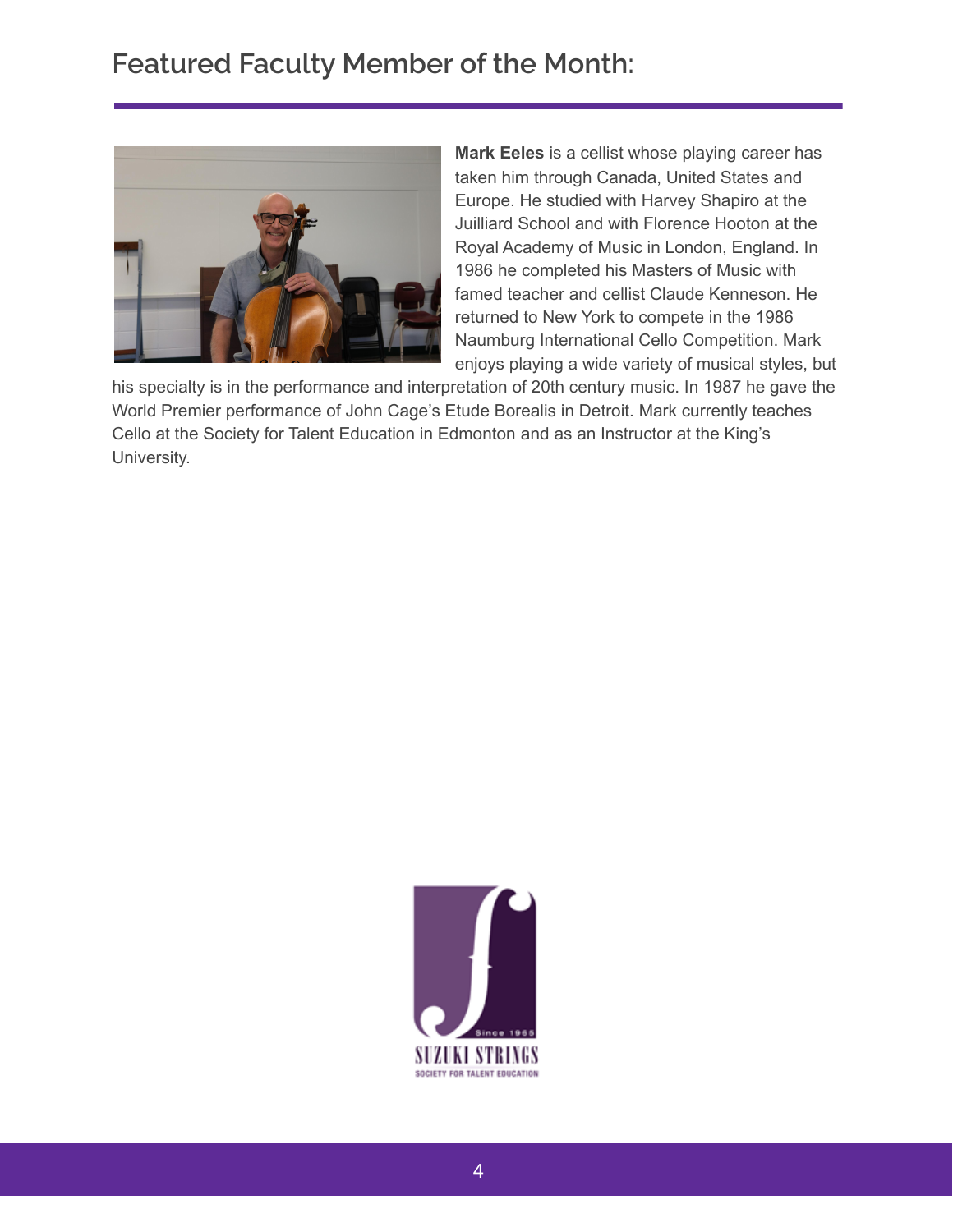# Featured Faculty Member of the Month:

**Mark Eeles** is a cellist whose playing career has taken him through Canada, United States and Europe. He studied with Harvey Shapiro at the Juilliard School and with Florence Hooton at the Royal Academy of Music in London, England. In 1986 he completed his Masters of Music with famed teacher and cellist Claude Kenneson. He returned to New York to compete in the 1986 Naumburg International Cello Competition. Mark enjoys playing a wide variety of musical styles, but his specialty is in the performance and interpretation of 20th century music. In 1987 he gave the World Premier performance of John Cage's Etude Borealis in Detroit. Mark currently teaches Cello at the Society for Talent Education in Edmonton and as an Instructor at the King's University.